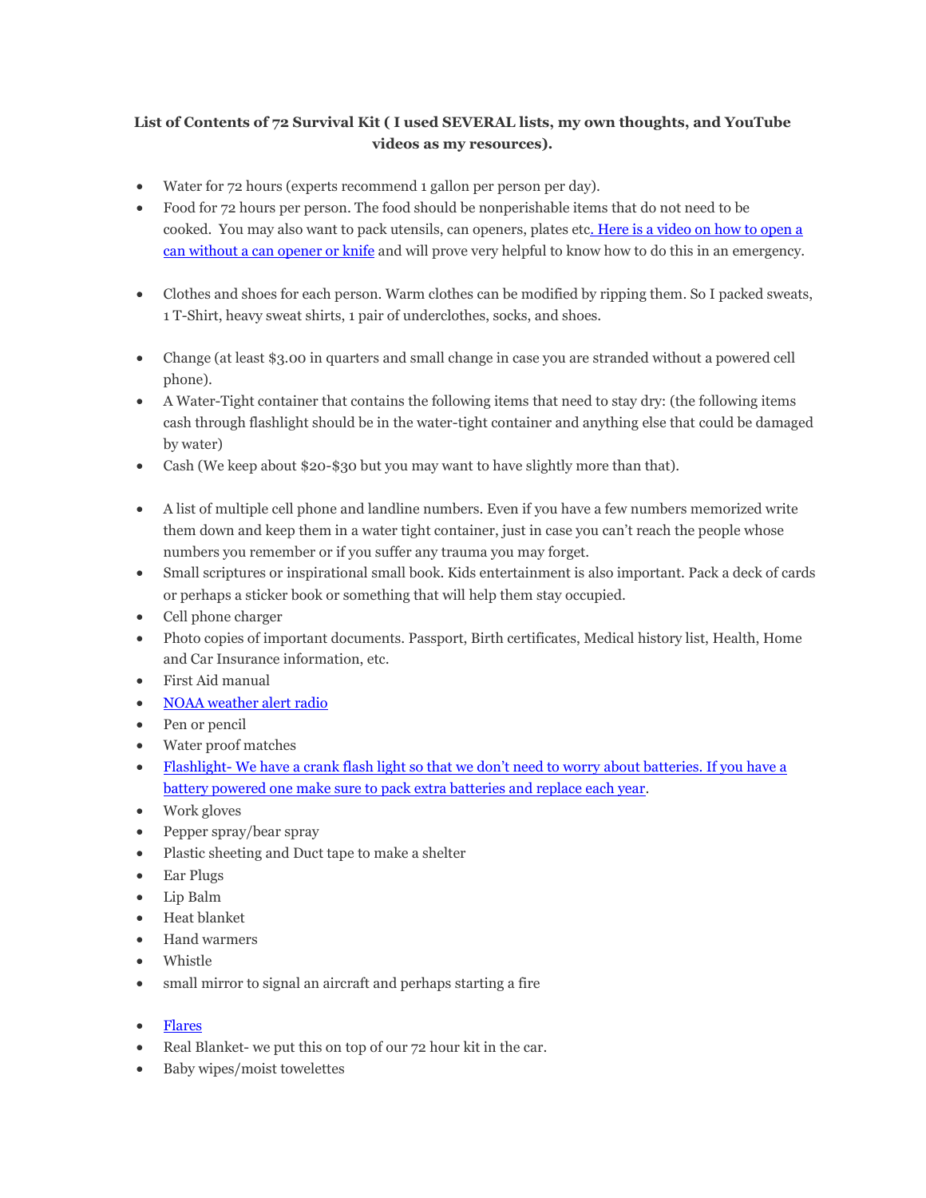**List of Contents of 72 Survival Kit ( I used SEVERAL lists, my own thoughts, and YouTube videos as my resources).**

- Water for 72 hours (experts recommend 1 gallon per person per day).
- Food for 72 hours per person. The food should be nonperishable items that do not need to be cooked. You may also want to pack utensils, can openers, plates etc. Here is a video on how to open a can without a can opener or knife and will prove very helpful to know how to do this in an emergency.
- Clothes and shoes for each person. Warm clothes can be modified by ripping them. So I packed sweats, 1 T-Shirt, heavy sweat shirts, 1 pair of underclothes, socks, and shoes.
- Change (at least $3.00 in quarters and small change in case you are stranded without a powered cell phone).
- A Water-Tight container that contains the following items that need to stay dry: (the following items cash through flashlight should be in the water-tight container and anything else that could be damaged by water)
- Cash (We keep about $20-$30 but you may want to have slightly more than that).
- A list of multiple cell phone and landline numbers. Even if you have a few numbers memorized write them down and keep them in a water tight container, just in case you can't reach the people whose numbers you remember or if you suffer any trauma you may forget.
- Small scriptures or inspirational small book. Kids entertainment is also important. Pack a deck of cards or perhaps a sticker book or something that will help them stay occupied.
- Cell phone charger
- Photo copies of important documents. Passport, Birth certificates, Medical history list, Health, Home and Car Insurance information, etc.
- First Aid manual
- NOAA weather alert radio
- Pen or pencil
- Water proof matches
- Flashlight- We have a crank flash light so that we don't need to worry about batteries. If you have a battery powered one make sure to pack extra batteries and replace each year.
- Work gloves
- Pepper spray/bear spray
- Plastic sheeting and Duct tape to make a shelter
- Ear Plugs
- Lip Balm
- Heat blanket
- Hand warmers
- Whistle
- small mirror to signal an aircraft and perhaps starting a fire
- Flares
- Real Blanket- we put this on top of our 72 hour kit in the car.
- Baby wipes/moist towelettes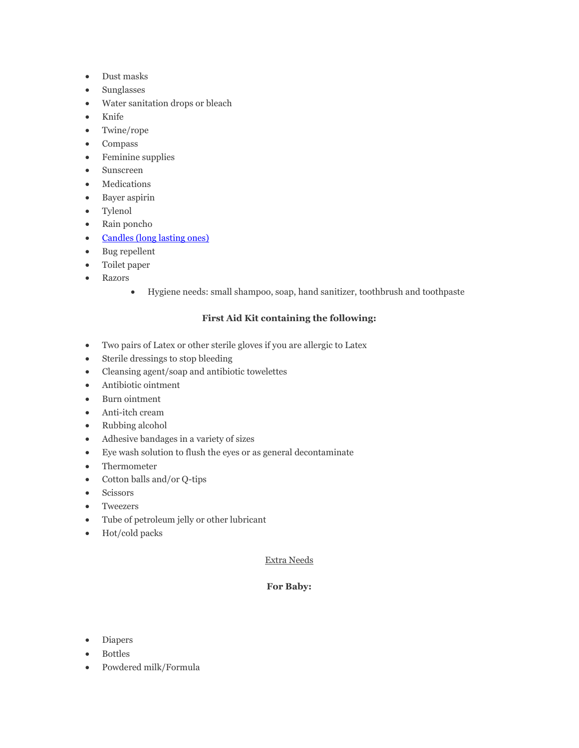- Dust masks
- Sunglasses
- Water sanitation drops or bleach
- Knife
- Twine/rope
- Compass
- Feminine supplies
- Sunscreen
- Medications
- Bayer aspirin
- Tylenol
- Rain poncho
- Candles (long lasting ones)
- Bug repellent
- Toilet paper
- Razors
    - Hygiene needs: small shampoo, soap, hand sanitizer, toothbrush and toothpaste

**First Aid Kit containing the following:**

- Two pairs of Latex or other sterile gloves if you are allergic to Latex
- Sterile dressings to stop bleeding
- Cleansing agent/soap and antibiotic towelettes
- Antibiotic ointment
- Burn ointment
- Anti-itch cream
- Rubbing alcohol
- Adhesive bandages in a variety of sizes
- Eye wash solution to flush the eyes or as general decontaminate
- Thermometer
- Cotton balls and/or Q-tips
- Scissors
- Tweezers
- Tube of petroleum jelly or other lubricant
- Hot/cold packs

Extra Needs

**For Baby:**

- Diapers
- Bottles
- Powdered milk/Formula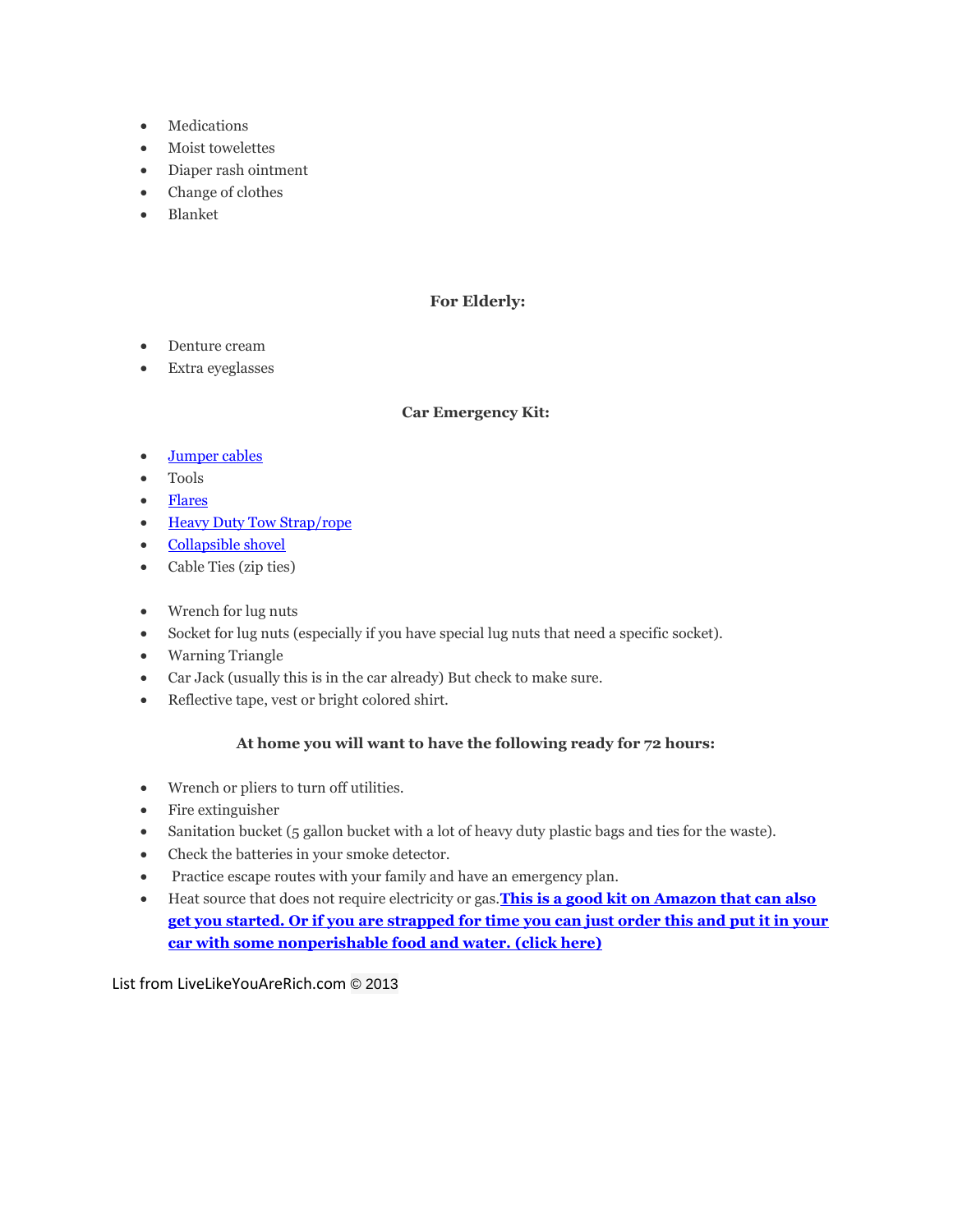- Medications
- Moist towelettes
- Diaper rash ointment
- Change of clothes
- Blanket

**For Elderly:**

- Denture cream
- Extra eyeglasses

**Car Emergency Kit:**

- Jumper cables
- Tools
- Flares
- Heavy Duty Tow Strap/rope
- Collapsible shovel
- Cable Ties (zip ties)

- Wrench for lug nuts
- Socket for lug nuts (especially if you have special lug nuts that need a specific socket).
- Warning Triangle
- Car Jack (usually this is in the car already) But check to make sure.
- Reflective tape, vest or bright colored shirt.

**At home you will want to have the following ready for 72 hours:**

- Wrench or pliers to turn off utilities.
- Fire extinguisher
- Sanitation bucket (5 gallon bucket with a lot of heavy duty plastic bags and ties for the waste).
- Check the batteries in your smoke detector.
- Practice escape routes with your family and have an emergency plan.
- Heat source that does not require electricity or gas.**This is a good kit on Amazon that can also get you started. Or if you are strapped for time you can just order this and put it in your car with some nonperishable food and water. (click here)**

List from LiveLikeYouAreRich.com © 2013